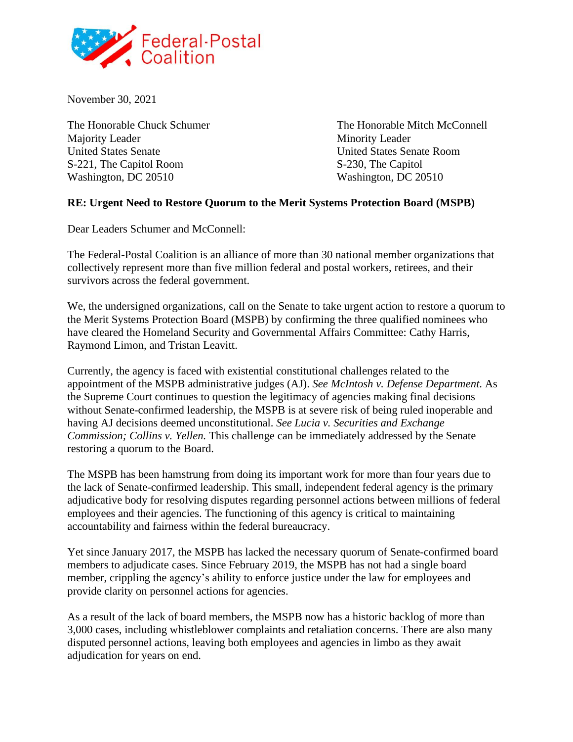Federal-Postal Coalition

November 30, 2021

The Honorable Chuck Schumer
Majority Leader
United States Senate
S-221, The Capitol Room
Washington, DC 20510

The Honorable Mitch McConnell
Minority Leader
United States Senate Room
S-230, The Capitol
Washington, DC 20510

**RE: Urgent Need to Restore Quorum to the Merit Systems Protection Board (MSPB)**

Dear Leaders Schumer and McConnell:

The Federal-Postal Coalition is an alliance of more than 30 national member organizations that collectively represent more than five million federal and postal workers, retirees, and their survivors across the federal government.

We, the undersigned organizations, call on the Senate to take urgent action to restore a quorum to the Merit Systems Protection Board (MSPB) by confirming the three qualified nominees who have cleared the Homeland Security and Governmental Affairs Committee: Cathy Harris, Raymond Limon, and Tristan Leavitt.

Currently, the agency is faced with existential constitutional challenges related to the appointment of the MSPB administrative judges (AJ). *See McIntosh v. Defense Department.* As the Supreme Court continues to question the legitimacy of agencies making final decisions without Senate-confirmed leadership, the MSPB is at severe risk of being ruled inoperable and having AJ decisions deemed unconstitutional. *See Lucia v. Securities and Exchange Commission; Collins v. Yellen.* This challenge can be immediately addressed by the Senate restoring a quorum to the Board.

The MSPB has been hamstrung from doing its important work for more than four years due to the lack of Senate-confirmed leadership. This small, independent federal agency is the primary adjudicative body for resolving disputes regarding personnel actions between millions of federal employees and their agencies. The functioning of this agency is critical to maintaining accountability and fairness within the federal bureaucracy.

Yet since January 2017, the MSPB has lacked the necessary quorum of Senate-confirmed board members to adjudicate cases. Since February 2019, the MSPB has not had a single board member, crippling the agency's ability to enforce justice under the law for employees and provide clarity on personnel actions for agencies.

As a result of the lack of board members, the MSPB now has a historic backlog of more than 3,000 cases, including whistleblower complaints and retaliation concerns. There are also many disputed personnel actions, leaving both employees and agencies in limbo as they await adjudication for years on end.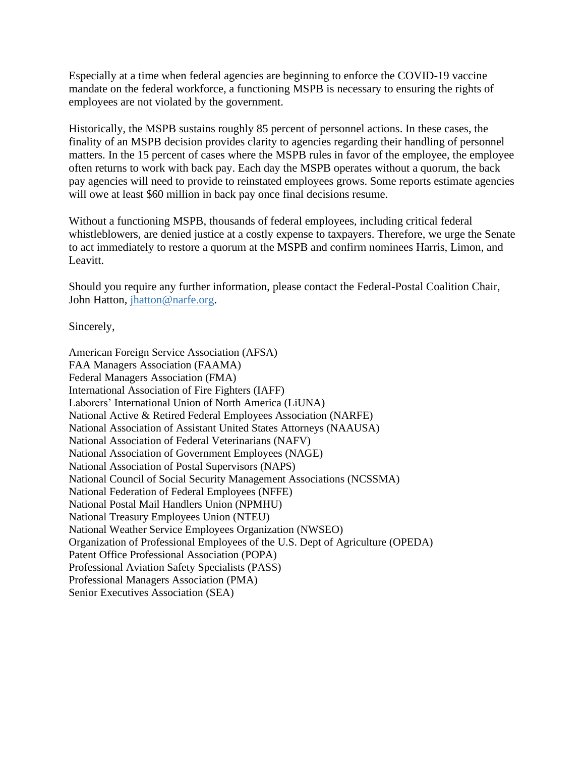Especially at a time when federal agencies are beginning to enforce the COVID-19 vaccine mandate on the federal workforce, a functioning MSPB is necessary to ensuring the rights of employees are not violated by the government.

Historically, the MSPB sustains roughly 85 percent of personnel actions. In these cases, the finality of an MSPB decision provides clarity to agencies regarding their handling of personnel matters. In the 15 percent of cases where the MSPB rules in favor of the employee, the employee often returns to work with back pay. Each day the MSPB operates without a quorum, the back pay agencies will need to provide to reinstated employees grows. Some reports estimate agencies will owe at least $60 million in back pay once final decisions resume.

Without a functioning MSPB, thousands of federal employees, including critical federal whistleblowers, are denied justice at a costly expense to taxpayers. Therefore, we urge the Senate to act immediately to restore a quorum at the MSPB and confirm nominees Harris, Limon, and Leavitt.

Should you require any further information, please contact the Federal-Postal Coalition Chair, John Hatton, jhatton@narfe.org.

Sincerely,

American Foreign Service Association (AFSA)  
FAA Managers Association (FAAMA)  
Federal Managers Association (FMA)  
International Association of Fire Fighters (IAFF)  
Laborers' International Union of North America (LiUNA)  
National Active & Retired Federal Employees Association (NARFE)  
National Association of Assistant United States Attorneys (NAAUSA)  
National Association of Federal Veterinarians (NAFV)  
National Association of Government Employees (NAGE)  
National Association of Postal Supervisors (NAPS)  
National Council of Social Security Management Associations (NCSSMA)  
National Federation of Federal Employees (NFFE)  
National Postal Mail Handlers Union (NPMHU)  
National Treasury Employees Union (NTEU)  
National Weather Service Employees Organization (NWSEO)  
Organization of Professional Employees of the U.S. Dept of Agriculture (OPEDA)  
Patent Office Professional Association (POPA)  
Professional Aviation Safety Specialists (PASS)  
Professional Managers Association (PMA)  
Senior Executives Association (SEA)